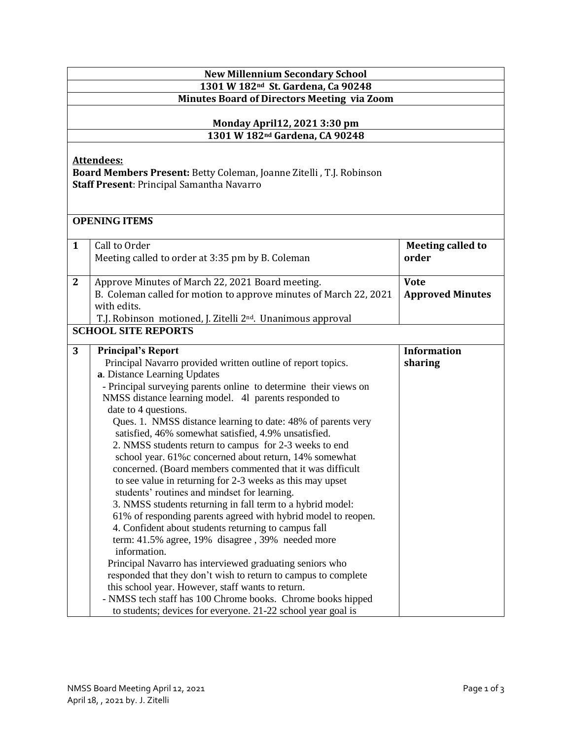**New Millennium Secondary School**

**1301 W 182nd St. Gardena, Ca 90248**

**Minutes Board of Directors Meeting via Zoom**

**Monday April12, 2021 3:30 pm**

**1301 W 182nd Gardena, CA 90248**

**Attendees:**

**Board Members Present:** Betty Coleman, Joanne Zitelli , T.J. Robinson

**Staff Present**: Principal Samantha Navarro

**OPENING ITEMS**

| | | |
|---|---|---|
| **1** | Call to Order<br>Meeting called to order at 3:35 pm by B. Coleman | **Meeting called to order** |
| **2** | Approve Minutes of March 22, 2021 Board meeting.<br>B. Coleman called for motion to approve minutes of March 22, 2021 with edits.<br>T.J. Robinson motioned, J. Zitelli 2nd. Unanimous approval | **Vote**<br>**Approved Minutes** |

**SCHOOL SITE REPORTS**

| | | |
|---|---|---|
| **3** | **Principal's Report**<br>Principal Navarro provided written outline of report topics.<br>**a**. Distance Learning Updates<br>- Principal surveying parents online to determine their views on NMSS distance learning model. 4l parents responded to date to 4 questions.<br>Ques. 1. NMSS distance learning to date: 48% of parents very satisfied, 46% somewhat satisfied, 4.9% unsatisfied.<br>2. NMSS students return to campus for 2-3 weeks to end school year. 61%c concerned about return, 14% somewhat concerned. (Board members commented that it was difficult to see value in returning for 2-3 weeks as this may upset students' routines and mindset for learning.<br>3. NMSS students returning in fall term to a hybrid model: 61% of responding parents agreed with hybrid model to reopen.<br>4. Confident about students returning to campus fall term: 41.5% agree, 19% disagree , 39% needed more information.<br>Principal Navarro has interviewed graduating seniors who responded that they don't wish to return to campus to complete this school year. However, staff wants to return.<br>- NMSS tech staff has 100 Chrome books. Chrome books hipped to students; devices for everyone. 21-22 school year goal is | **Information sharing** |

April 18, , 2021 by. J. Zitelli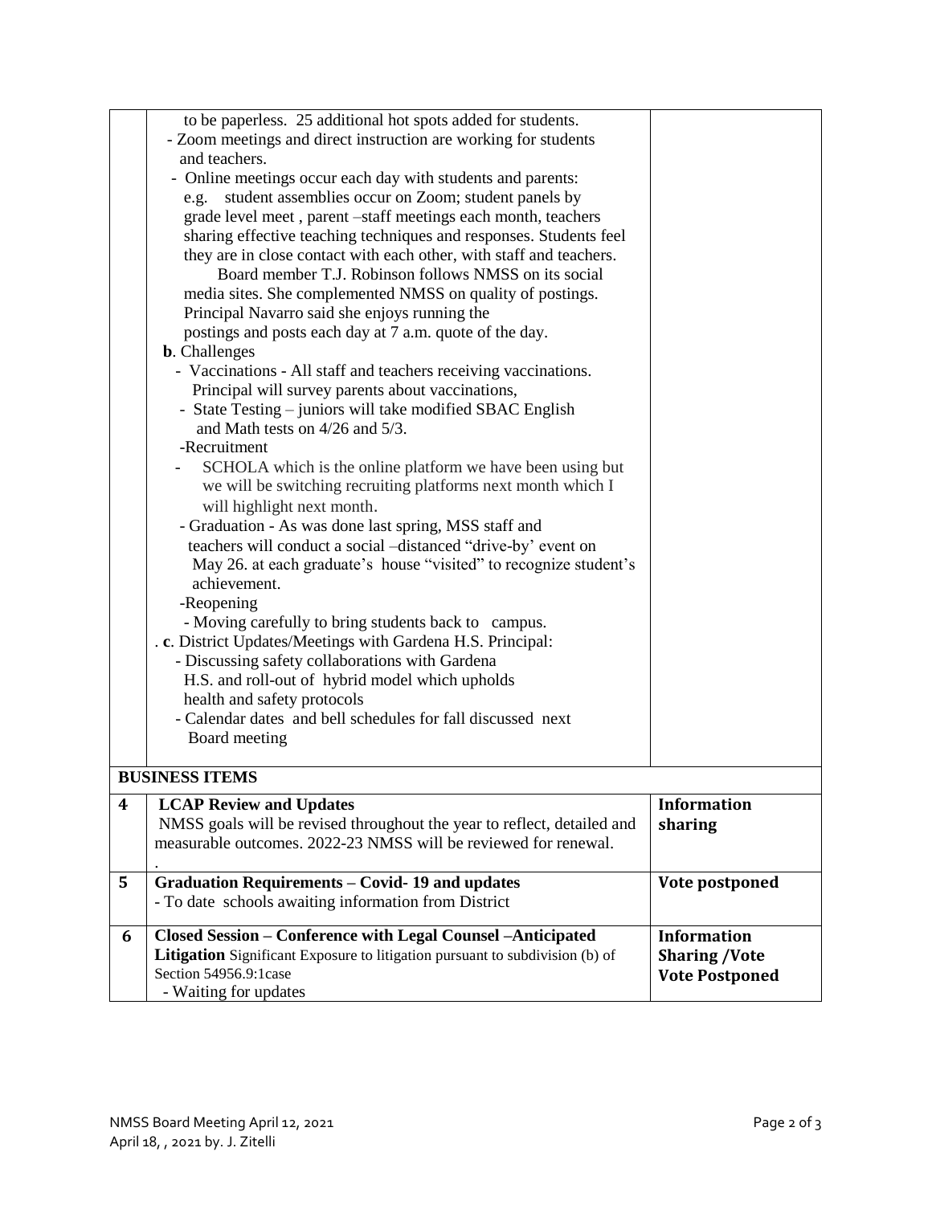| | | |
|---|---|---|
| | to be paperless. 25 additional hot spots added for students.<br>- Zoom meetings and direct instruction are working for students and teachers.<br>- Online meetings occur each day with students and parents: e.g. student assemblies occur on Zoom; student panels by grade level meet , parent –staff meetings each month, teachers sharing effective teaching techniques and responses. Students feel they are in close contact with each other, with staff and teachers.<br>Board member T.J. Robinson follows NMSS on its social media sites. She complemented NMSS on quality of postings. Principal Navarro said she enjoys running the postings and posts each day at 7 a.m. quote of the day.<br>**b**. Challenges<br>- Vaccinations - All staff and teachers receiving vaccinations. Principal will survey parents about vaccinations,<br>- State Testing – juniors will take modified SBAC English and Math tests on 4/26 and 5/3.<br>-Recruitment<br>- SCHOLA which is the online platform we have been using but we will be switching recruiting platforms next month which I will highlight next month.<br>- Graduation - As was done last spring, MSS staff and teachers will conduct a social –distanced "drive-by' event on May 26. at each graduate's house "visited" to recognize student's achievement.<br>-Reopening<br>- Moving carefully to bring students back to campus.<br>. **c**. District Updates/Meetings with Gardena H.S. Principal:<br>- Discussing safety collaborations with Gardena H.S. and roll-out of hybrid model which upholds health and safety protocols<br>- Calendar dates and bell schedules for fall discussed next Board meeting | |
| **BUSINESS ITEMS** | | |
| **4** | **LCAP Review and Updates**<br>NMSS goals will be revised throughout the year to reflect, detailed and measurable outcomes. 2022-23 NMSS will be reviewed for renewal.<br>. | **Information sharing** |
| **5** | **Graduation Requirements – Covid- 19 and updates**<br>- To date schools awaiting information from District | **Vote postponed** |
| **6** | **Closed Session – Conference with Legal Counsel –Anticipated Litigation** Significant Exposure to litigation pursuant to subdivision (b) of Section 54956.9:1case<br>- Waiting for updates | **Information Sharing /Vote Vote Postponed** |

NMSS Board Meeting April 12, 2021
April 18, , 2021 by. J. Zitelli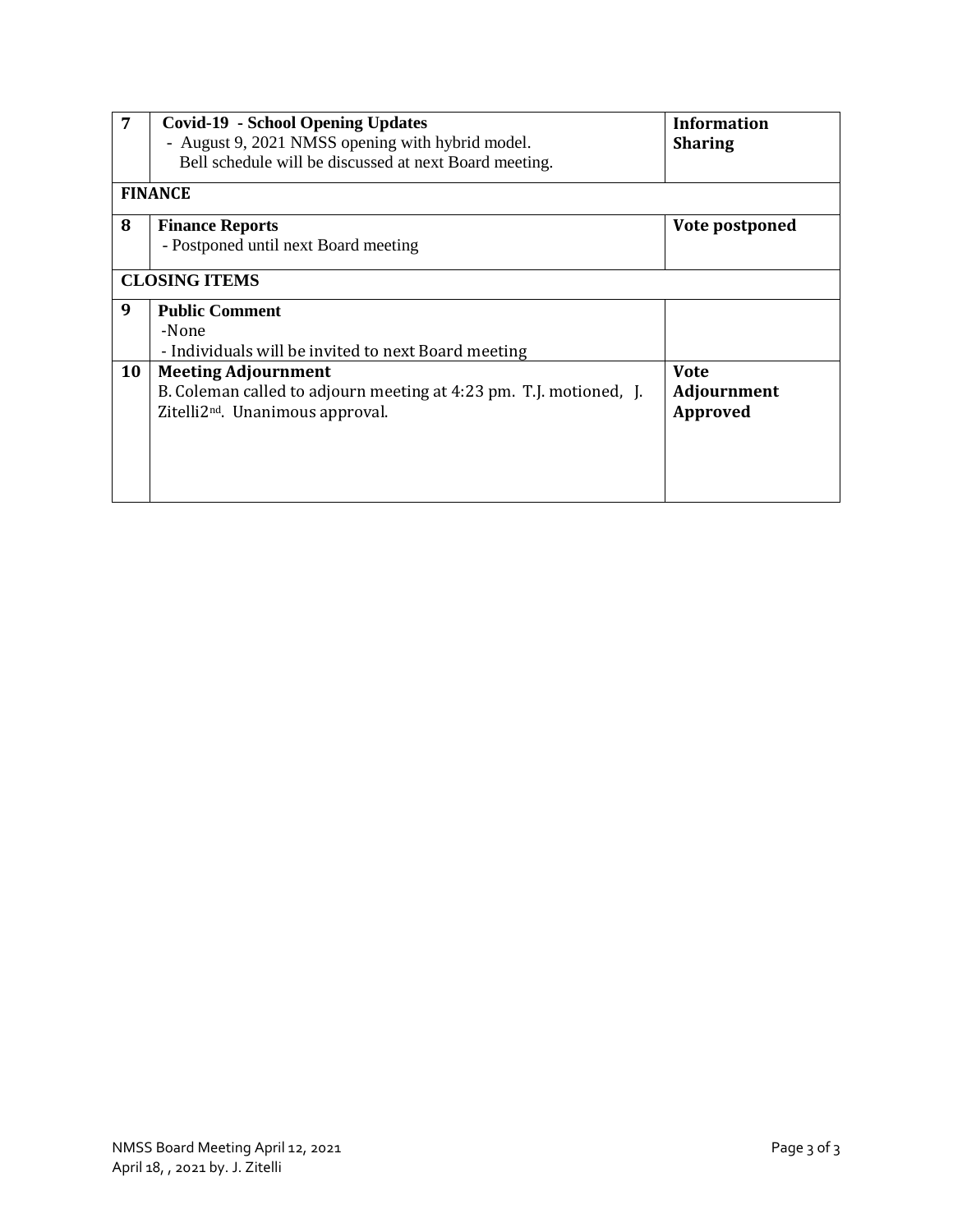| | | |
|---|---|---|
| 7 | **Covid-19 - School Opening Updates**<br>- August 9, 2021 NMSS opening with hybrid model.<br>Bell schedule will be discussed at next Board meeting. | **Information Sharing** |
| **FINANCE** | | |
| 8 | **Finance Reports**<br>- Postponed until next Board meeting | **Vote postponed** |
| **CLOSING ITEMS** | | |
| 9 | **Public Comment**<br>-None<br>- Individuals will be invited to next Board meeting | |
| 10 | **Meeting Adjournment**<br>B. Coleman called to adjourn meeting at 4:23 pm. T.J. motioned, J. Zitelli2nd. Unanimous approval. | **Vote Adjournment Approved** |

NMSS Board Meeting April 12, 2021
April 18, , 2021 by. J. Zitelli